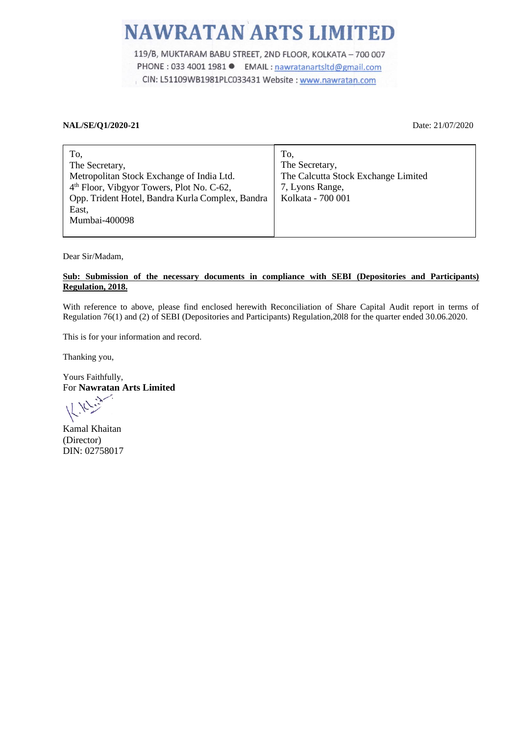# NAWRATAN ARTS LIMITED

119/B, MUKTARAM BABU STREET, 2ND FLOOR, KOLKATA – 700 007
PHONE : 033 4001 1981 ● EMAIL : nawratanartsltd@gmail.com
CIN: L51109WB1981PLC033431 Website : www.nawratan.com

**NAL/SE/Q1/2020-21** Date: 21/07/2020

| To, The Secretary, Metropolitan Stock Exchange of India Ltd. 4th Floor, Vibgyor Towers, Plot No. C-62, Opp. Trident Hotel, Bandra Kurla Complex, Bandra East, Mumbai-400098 | To, The Secretary, The Calcutta Stock Exchange Limited 7, Lyons Range, Kolkata - 700 001 |
|---|---|

Dear Sir/Madam,

**Sub: Submission of the necessary documents in compliance with SEBI (Depositories and Participants) Regulation, 2018.**

With reference to above, please find enclosed herewith Reconciliation of Share Capital Audit report in terms of Regulation 76(1) and (2) of SEBI (Depositories and Participants) Regulation,2018 for the quarter ended 30.06.2020.

This is for your information and record.

Thanking you,

Yours Faithfully,
For **Nawratan Arts Limited**

Kamal Khaitan
(Director)
DIN: 02758017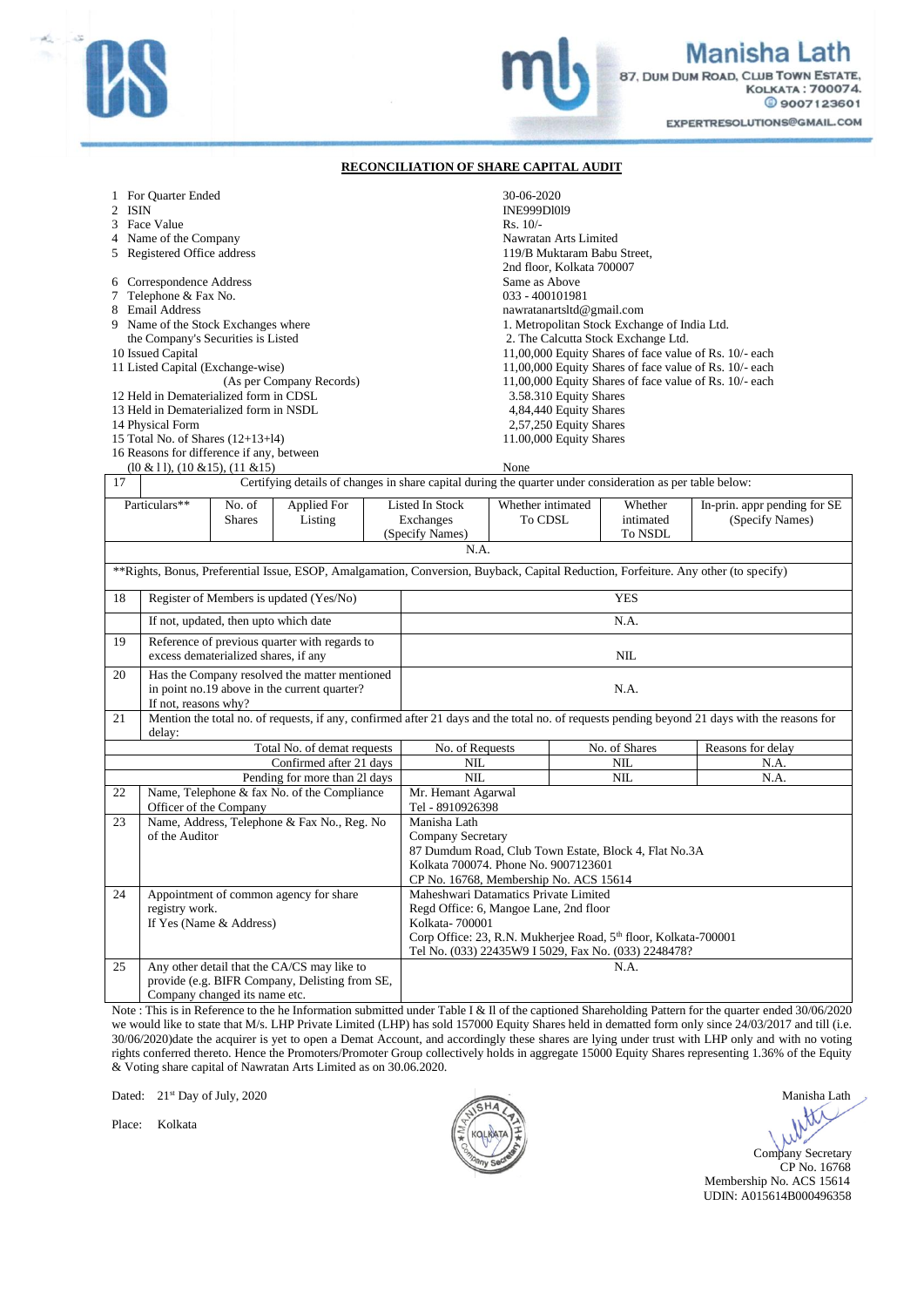Manisha Lath
87, Dum Dum Road, Club Town Estate,
Kolkata : 700074.
9007123601
EXPERTRESOLUTIONS@GMAIL.COM

## RECONCILIATION OF SHARE CAPITAL AUDIT

| | | |
|---|---|---|
| 1 | For Quarter Ended | 30-06-2020 |
| 2 | ISIN | INE999DI0I9 |
| 3 | Face Value | Rs. 10/- |
| 4 | Name of the Company | Nawratan Arts Limited |
| 5 | Registered Office address | 119/B Muktaram Babu Street, 2nd floor, Kolkata 700007 |
| 6 | Correspondence Address | Same as Above |
| 7 | Telephone & Fax No. | 033 - 400101981 |
| 8 | Email Address | nawratanartsltd@gmail.com |
| 9 | Name of the Stock Exchanges where the Company's Securities is Listed | 1. Metropolitan Stock Exchange of India Ltd. 2. The Calcutta Stock Exchange Ltd. |
| 10 | Issued Capital | 11,00,000 Equity Shares of face value of Rs. 10/- each |
| 11 | Listed Capital (Exchange-wise) | 11,00,000 Equity Shares of face value of Rs. 10/- each |
| | (As per Company Records) | 11,00,000 Equity Shares of face value of Rs. 10/- each |
| 12 | Held in Dematerialized form in CDSL | 3.58.310 Equity Shares |
| 13 | Held in Dematerialized form in NSDL | 4,84,440 Equity Shares |
| 14 | Physical Form | 2,57,250 Equity Shares |
| 15 | Total No. of Shares (12+13+l4) | 11.00,000 Equity Shares |
| 16 | Reasons for difference if any, between (l0 & 11), (10 &15), (11 &15) | None |

17 Certifying details of changes in share capital during the quarter under consideration as per table below:

| Particulars** | No. of Shares | Applied For Listing | Listed In Stock Exchanges (Specify Names) | Whether intimated To CDSL | Whether intimated To NSDL | In-prin. appr pending for SE (Specify Names) |
|---|---|---|---|---|---|---|
| N.A. | | | | | | |

**Rights, Bonus, Preferential Issue, ESOP, Amalgamation, Conversion, Buyback, Capital Reduction, Forfeiture. Any other (to specify)

| | | |
|---|---|---|
| 18 | Register of Members is updated (Yes/No) | YES |
| | If not, updated, then upto which date | N.A. |
| 19 | Reference of previous quarter with regards to excess dematerialized shares, if any | NIL |
| 20 | Has the Company resolved the matter mentioned in point no.19 above in the current quarter? If not, reasons why? | N.A. |

21 Mention the total no. of requests, if any, confirmed after 21 days and the total no. of requests pending beyond 21 days with the reasons for delay:

| Total No. of demat requests | No. of Requests | No. of Shares | Reasons for delay |
|---|---|---|---|
| Confirmed after 21 days | NIL | NIL | N.A. |
| Pending for more than 2l days | NIL | NIL | N.A. |

| | | |
|---|---|---|
| 22 | Name, Telephone & fax No. of the Compliance Officer of the Company | Mr. Hemant Agarwal<br>Tel - 8910926398 |
| 23 | Name, Address, Telephone & Fax No., Reg. No of the Auditor | Manisha Lath<br>Company Secretary<br>87 Dumdum Road, Club Town Estate, Block 4, Flat No.3A<br>Kolkata 700074. Phone No. 9007123601<br>CP No. 16768, Membership No. ACS 15614 |
| 24 | Appointment of common agency for share registry work.<br>If Yes (Name & Address) | Maheshwari Datamatics Private Limited<br>Regd Office: 6, Mangoe Lane, 2nd floor<br>Kolkata- 700001<br>Corp Office: 23, R.N. Mukherjee Road, 5th floor, Kolkata-700001<br>Tel No. (033) 22435W9 I 5029, Fax No. (033) 2248478? |
| 25 | Any other detail that the CA/CS may like to provide (e.g. BIFR Company, Delisting from SE, Company changed its name etc. | N.A. |

Note : This is in Reference to the he Information submitted under Table I & Il of the captioned Shareholding Pattern for the quarter ended 30/06/2020 we would like to state that M/s. LHP Private Limited (LHP) has sold 157000 Equity Shares held in demated form only since 24/03/2017 and till (i.e. 30/06/2020)date the acquirer is yet to open a Demat Account, and accordingly these shares are lying under trust with LHP only and with no voting rights conferred thereto. Hence the Promoters/Promoter Group collectively holds in aggregate 15000 Equity Shares representing 1.36% of the Equity & Voting share capital of Nawratan Arts Limited as on 30.06.2020.

Dated: 21st Day of July, 2020

Place: Kolkata

Manisha Lath
Company Secretary
CP No. 16768
Membership No. ACS 15614
UDIN: A015614B000496358